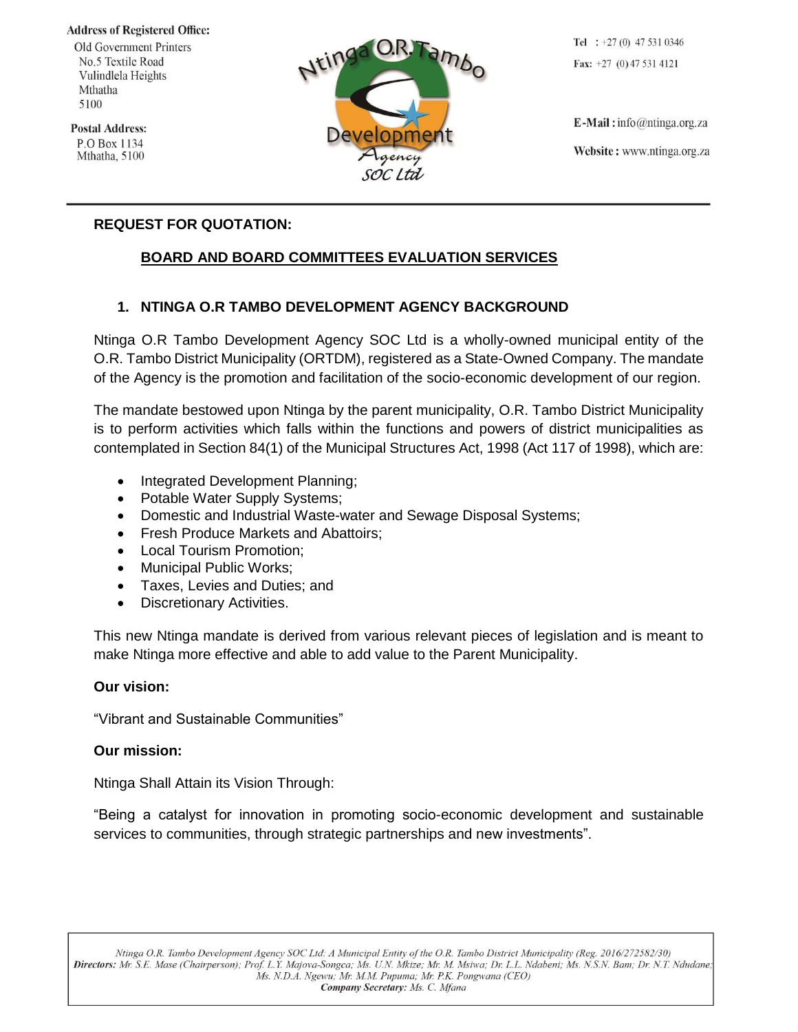**Address of Registered Office:**
Old Government Printers
No.5 Textile Road
Vulindlela Heights
Mthatha
5100

**Postal Address:**
P.O Box 1134
Mthatha, 5100

Ntinga O.R. Tambo Development Agency SOC Ltd

**Tel** : +27 (0) 47 531 0346
**Fax:** +27 (0) 47 531 4121

**E-Mail :** info@ntinga.org.za
**Website :** www.ntinga.org.za

---

**REQUEST FOR QUOTATION:**

## BOARD AND BOARD COMMITTEES EVALUATION SERVICES

### 1. NTINGA O.R TAMBO DEVELOPMENT AGENCY BACKGROUND

Ntinga O.R Tambo Development Agency SOC Ltd is a wholly-owned municipal entity of the O.R. Tambo District Municipality (ORTDM), registered as a State-Owned Company. The mandate of the Agency is the promotion and facilitation of the socio-economic development of our region.

The mandate bestowed upon Ntinga by the parent municipality, O.R. Tambo District Municipality is to perform activities which falls within the functions and powers of district municipalities as contemplated in Section 84(1) of the Municipal Structures Act, 1998 (Act 117 of 1998), which are:

- Integrated Development Planning;
- Potable Water Supply Systems;
- Domestic and Industrial Waste-water and Sewage Disposal Systems;
- Fresh Produce Markets and Abattoirs;
- Local Tourism Promotion;
- Municipal Public Works;
- Taxes, Levies and Duties; and
- Discretionary Activities.

This new Ntinga mandate is derived from various relevant pieces of legislation and is meant to make Ntinga more effective and able to add value to the Parent Municipality.

**Our vision:**

"Vibrant and Sustainable Communities"

**Our mission:**

Ntinga Shall Attain its Vision Through:

"Being a catalyst for innovation in promoting socio-economic development and sustainable services to communities, through strategic partnerships and new investments".

*Ntinga O.R. Tambo Development Agency SOC Ltd: A Municipal Entity of the O.R. Tambo District Municipality (Reg. 2016/272582/30)*
***Directors:*** *Mr. S.E. Mase (Chairperson); Prof. L.Y. Majova-Songca; Ms. U.N. Mkize; Mr. M. Msiwa; Dr. L.L. Ndabeni; Ms. N.S.N. Bam; Dr. N.T. Ndudane; Ms. N.D.A. Ngewu; Mr. M.M. Pupuma; Mr. P.K. Pongwana (CEO)*
***Company Secretary:*** *Ms. C. Mfana*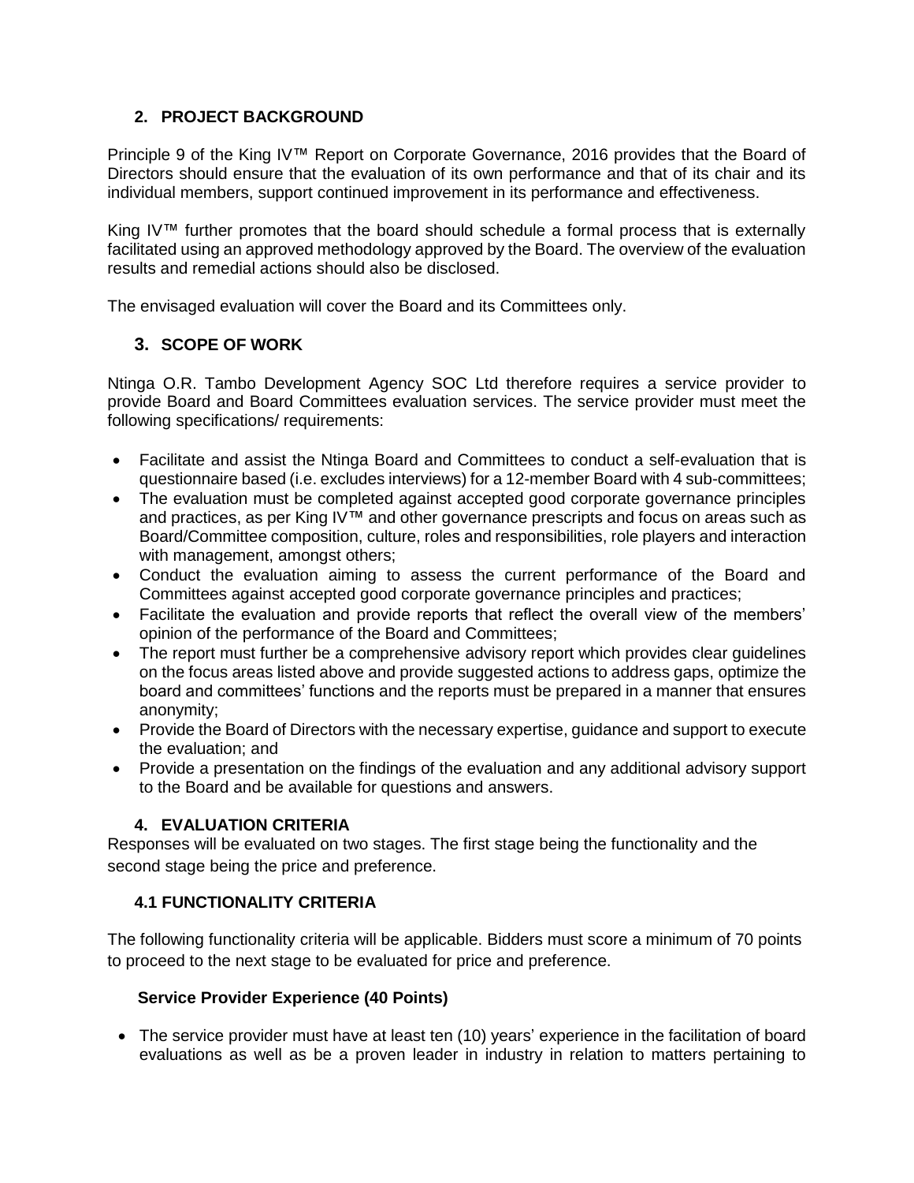## 2. PROJECT BACKGROUND

Principle 9 of the King IV™ Report on Corporate Governance, 2016 provides that the Board of Directors should ensure that the evaluation of its own performance and that of its chair and its individual members, support continued improvement in its performance and effectiveness.

King IV™ further promotes that the board should schedule a formal process that is externally facilitated using an approved methodology approved by the Board. The overview of the evaluation results and remedial actions should also be disclosed.

The envisaged evaluation will cover the Board and its Committees only.

## 3. SCOPE OF WORK

Ntinga O.R. Tambo Development Agency SOC Ltd therefore requires a service provider to provide Board and Board Committees evaluation services. The service provider must meet the following specifications/ requirements:

- Facilitate and assist the Ntinga Board and Committees to conduct a self-evaluation that is questionnaire based (i.e. excludes interviews) for a 12-member Board with 4 sub-committees;
- The evaluation must be completed against accepted good corporate governance principles and practices, as per King IV™ and other governance prescripts and focus on areas such as Board/Committee composition, culture, roles and responsibilities, role players and interaction with management, amongst others;
- Conduct the evaluation aiming to assess the current performance of the Board and Committees against accepted good corporate governance principles and practices;
- Facilitate the evaluation and provide reports that reflect the overall view of the members' opinion of the performance of the Board and Committees;
- The report must further be a comprehensive advisory report which provides clear guidelines on the focus areas listed above and provide suggested actions to address gaps, optimize the board and committees' functions and the reports must be prepared in a manner that ensures anonymity;
- Provide the Board of Directors with the necessary expertise, guidance and support to execute the evaluation; and
- Provide a presentation on the findings of the evaluation and any additional advisory support to the Board and be available for questions and answers.

## 4. EVALUATION CRITERIA

Responses will be evaluated on two stages. The first stage being the functionality and the second stage being the price and preference.

### 4.1 FUNCTIONALITY CRITERIA

The following functionality criteria will be applicable. Bidders must score a minimum of 70 points to proceed to the next stage to be evaluated for price and preference.

**Service Provider Experience (40 Points)**

- The service provider must have at least ten (10) years' experience in the facilitation of board evaluations as well as be a proven leader in industry in relation to matters pertaining to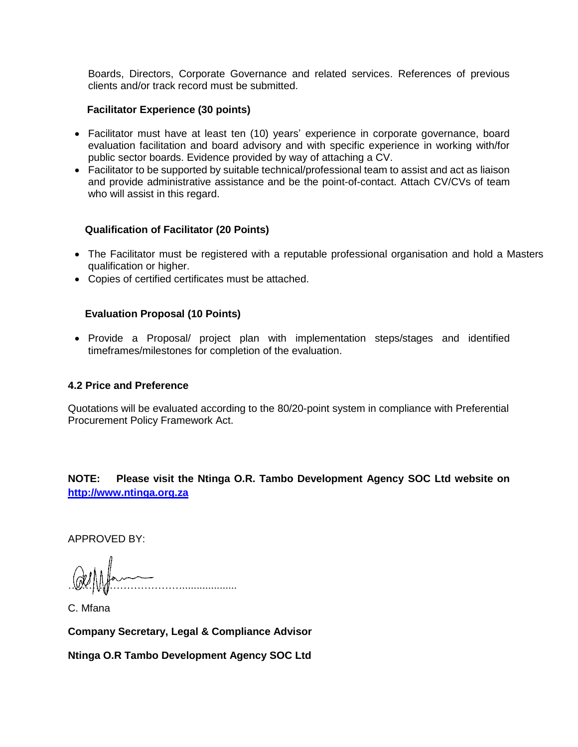Boards, Directors, Corporate Governance and related services. References of previous clients and/or track record must be submitted.

**Facilitator Experience (30 points)**

- Facilitator must have at least ten (10) years' experience in corporate governance, board evaluation facilitation and board advisory and with specific experience in working with/for public sector boards. Evidence provided by way of attaching a CV.
- Facilitator to be supported by suitable technical/professional team to assist and act as liaison and provide administrative assistance and be the point-of-contact. Attach CV/CVs of team who will assist in this regard.

**Qualification of Facilitator (20 Points)**

- The Facilitator must be registered with a reputable professional organisation and hold a Masters qualification or higher.
- Copies of certified certificates must be attached.

**Evaluation Proposal (10 Points)**

- Provide a Proposal/ project plan with implementation steps/stages and identified timeframes/milestones for completion of the evaluation.

**4.2 Price and Preference**

Quotations will be evaluated according to the 80/20-point system in compliance with Preferential Procurement Policy Framework Act.

**NOTE: Please visit the Ntinga O.R. Tambo Development Agency SOC Ltd website on [http://www.ntinga.org.za](http://www.ntinga.org.za)**

APPROVED BY:

……………………………..................

C. Mfana

**Company Secretary, Legal & Compliance Advisor**

**Ntinga O.R Tambo Development Agency SOC Ltd**